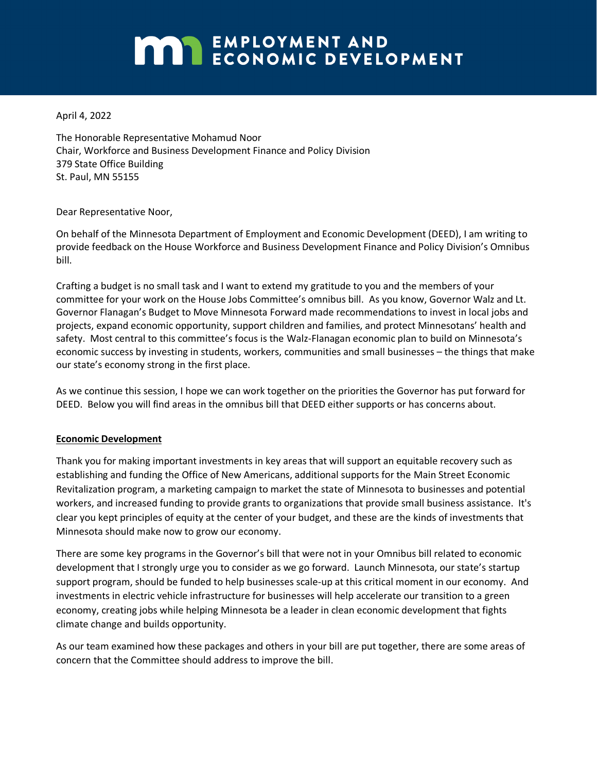# EMPLOYMENT AND ECONOMIC DEVELOPMENT

April 4, 2022

The Honorable Representative Mohamud Noor
Chair, Workforce and Business Development Finance and Policy Division
379 State Office Building
St. Paul, MN 55155

Dear Representative Noor,

On behalf of the Minnesota Department of Employment and Economic Development (DEED), I am writing to provide feedback on the House Workforce and Business Development Finance and Policy Division's Omnibus bill.

Crafting a budget is no small task and I want to extend my gratitude to you and the members of your committee for your work on the House Jobs Committee's omnibus bill. As you know, Governor Walz and Lt. Governor Flanagan's Budget to Move Minnesota Forward made recommendations to invest in local jobs and projects, expand economic opportunity, support children and families, and protect Minnesotans' health and safety. Most central to this committee's focus is the Walz-Flanagan economic plan to build on Minnesota's economic success by investing in students, workers, communities and small businesses – the things that make our state's economy strong in the first place.

As we continue this session, I hope we can work together on the priorities the Governor has put forward for DEED. Below you will find areas in the omnibus bill that DEED either supports or has concerns about.

## Economic Development

Thank you for making important investments in key areas that will support an equitable recovery such as establishing and funding the Office of New Americans, additional supports for the Main Street Economic Revitalization program, a marketing campaign to market the state of Minnesota to businesses and potential workers, and increased funding to provide grants to organizations that provide small business assistance. It's clear you kept principles of equity at the center of your budget, and these are the kinds of investments that Minnesota should make now to grow our economy.

There are some key programs in the Governor's bill that were not in your Omnibus bill related to economic development that I strongly urge you to consider as we go forward. Launch Minnesota, our state's startup support program, should be funded to help businesses scale-up at this critical moment in our economy. And investments in electric vehicle infrastructure for businesses will help accelerate our transition to a green economy, creating jobs while helping Minnesota be a leader in clean economic development that fights climate change and builds opportunity.

As our team examined how these packages and others in your bill are put together, there are some areas of concern that the Committee should address to improve the bill.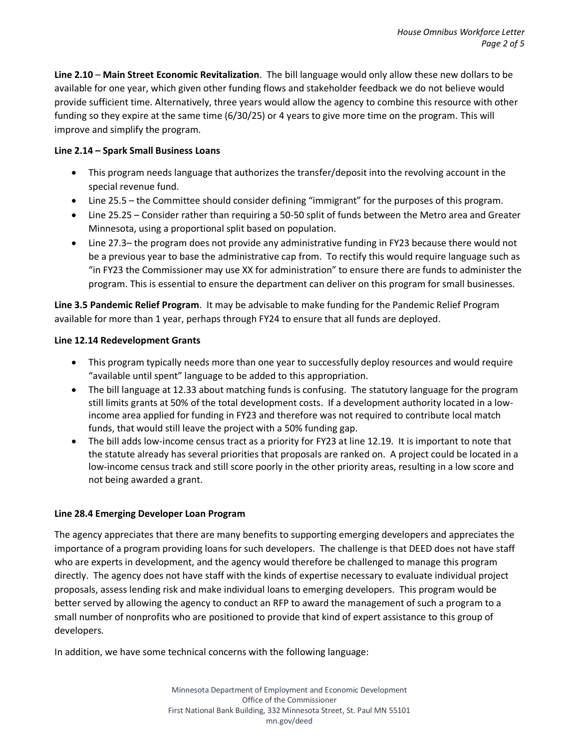**Line 2.10** – **Main Street Economic Revitalization**. The bill language would only allow these new dollars to be available for one year, which given other funding flows and stakeholder feedback we do not believe would provide sufficient time. Alternatively, three years would allow the agency to combine this resource with other funding so they expire at the same time (6/30/25) or 4 years to give more time on the program. This will improve and simplify the program.

**Line 2.14 – Spark Small Business Loans**

- This program needs language that authorizes the transfer/deposit into the revolving account in the special revenue fund.
- Line 25.5 – the Committee should consider defining "immigrant" for the purposes of this program.
- Line 25.25 – Consider rather than requiring a 50-50 split of funds between the Metro area and Greater Minnesota, using a proportional split based on population.
- Line 27.3– the program does not provide any administrative funding in FY23 because there would not be a previous year to base the administrative cap from. To rectify this would require language such as "in FY23 the Commissioner may use XX for administration" to ensure there are funds to administer the program. This is essential to ensure the department can deliver on this program for small businesses.

**Line 3.5 Pandemic Relief Program**. It may be advisable to make funding for the Pandemic Relief Program available for more than 1 year, perhaps through FY24 to ensure that all funds are deployed.

**Line 12.14 Redevelopment Grants**

- This program typically needs more than one year to successfully deploy resources and would require "available until spent" language to be added to this appropriation.
- The bill language at 12.33 about matching funds is confusing. The statutory language for the program still limits grants at 50% of the total development costs. If a development authority located in a low-income area applied for funding in FY23 and therefore was not required to contribute local match funds, that would still leave the project with a 50% funding gap.
- The bill adds low-income census tract as a priority for FY23 at line 12.19. It is important to note that the statute already has several priorities that proposals are ranked on. A project could be located in a low-income census track and still score poorly in the other priority areas, resulting in a low score and not being awarded a grant.

**Line 28.4 Emerging Developer Loan Program**

The agency appreciates that there are many benefits to supporting emerging developers and appreciates the importance of a program providing loans for such developers. The challenge is that DEED does not have staff who are experts in development, and the agency would therefore be challenged to manage this program directly. The agency does not have staff with the kinds of expertise necessary to evaluate individual project proposals, assess lending risk and make individual loans to emerging developers. This program would be better served by allowing the agency to conduct an RFP to award the management of such a program to a small number of nonprofits who are positioned to provide that kind of expert assistance to this group of developers.

In addition, we have some technical concerns with the following language: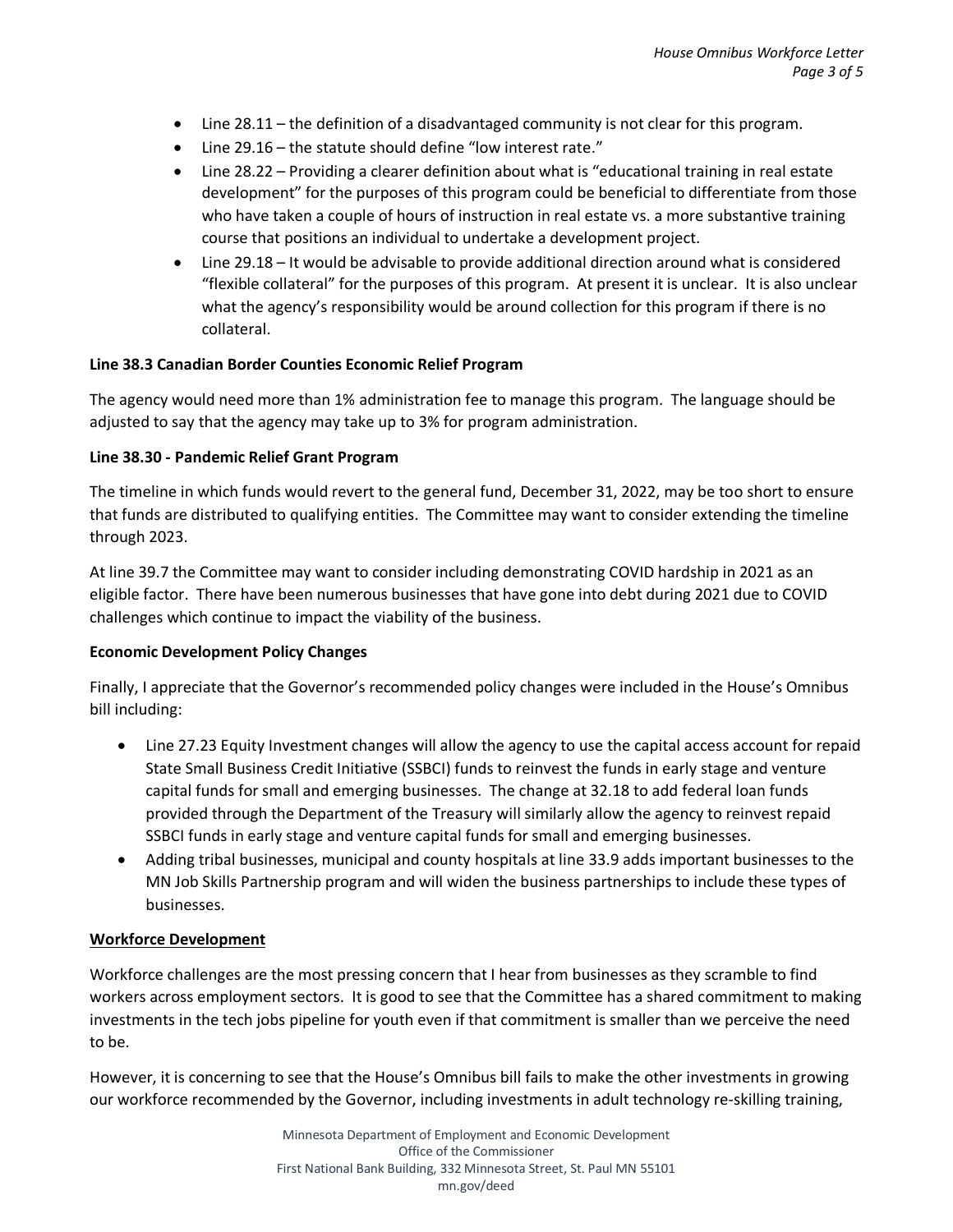- Line 28.11 – the definition of a disadvantaged community is not clear for this program.
- Line 29.16 – the statute should define "low interest rate."
- Line 28.22 – Providing a clearer definition about what is "educational training in real estate development" for the purposes of this program could be beneficial to differentiate from those who have taken a couple of hours of instruction in real estate vs. a more substantive training course that positions an individual to undertake a development project.
- Line 29.18 – It would be advisable to provide additional direction around what is considered "flexible collateral" for the purposes of this program. At present it is unclear. It is also unclear what the agency's responsibility would be around collection for this program if there is no collateral.

**Line 38.3 Canadian Border Counties Economic Relief Program**

The agency would need more than 1% administration fee to manage this program. The language should be adjusted to say that the agency may take up to 3% for program administration.

**Line 38.30 - Pandemic Relief Grant Program**

The timeline in which funds would revert to the general fund, December 31, 2022, may be too short to ensure that funds are distributed to qualifying entities. The Committee may want to consider extending the timeline through 2023.

At line 39.7 the Committee may want to consider including demonstrating COVID hardship in 2021 as an eligible factor. There have been numerous businesses that have gone into debt during 2021 due to COVID challenges which continue to impact the viability of the business.

**Economic Development Policy Changes**

Finally, I appreciate that the Governor's recommended policy changes were included in the House's Omnibus bill including:

- Line 27.23 Equity Investment changes will allow the agency to use the capital access account for repaid State Small Business Credit Initiative (SSBCI) funds to reinvest the funds in early stage and venture capital funds for small and emerging businesses. The change at 32.18 to add federal loan funds provided through the Department of the Treasury will similarly allow the agency to reinvest repaid SSBCI funds in early stage and venture capital funds for small and emerging businesses.
- Adding tribal businesses, municipal and county hospitals at line 33.9 adds important businesses to the MN Job Skills Partnership program and will widen the business partnerships to include these types of businesses.

**Workforce Development**

Workforce challenges are the most pressing concern that I hear from businesses as they scramble to find workers across employment sectors. It is good to see that the Committee has a shared commitment to making investments in the tech jobs pipeline for youth even if that commitment is smaller than we perceive the need to be.

However, it is concerning to see that the House's Omnibus bill fails to make the other investments in growing our workforce recommended by the Governor, including investments in adult technology re-skilling training,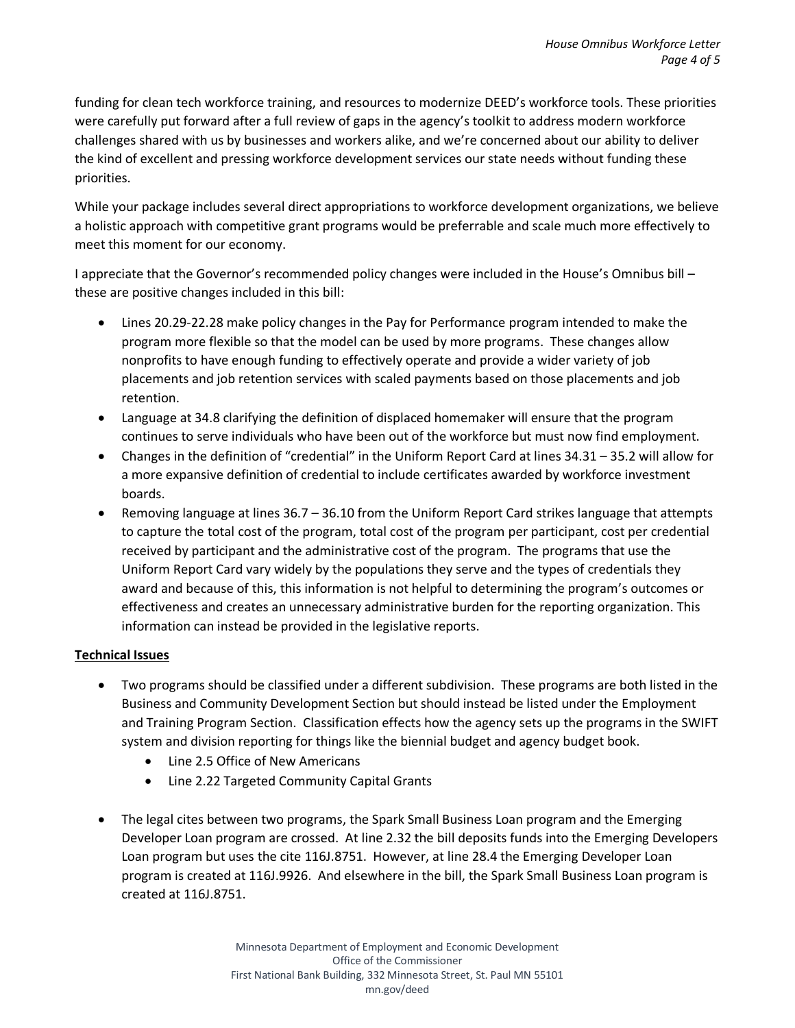funding for clean tech workforce training, and resources to modernize DEED's workforce tools. These priorities were carefully put forward after a full review of gaps in the agency's toolkit to address modern workforce challenges shared with us by businesses and workers alike, and we're concerned about our ability to deliver the kind of excellent and pressing workforce development services our state needs without funding these priorities.

While your package includes several direct appropriations to workforce development organizations, we believe a holistic approach with competitive grant programs would be preferrable and scale much more effectively to meet this moment for our economy.

I appreciate that the Governor's recommended policy changes were included in the House's Omnibus bill – these are positive changes included in this bill:

- Lines 20.29-22.28 make policy changes in the Pay for Performance program intended to make the program more flexible so that the model can be used by more programs. These changes allow nonprofits to have enough funding to effectively operate and provide a wider variety of job placements and job retention services with scaled payments based on those placements and job retention.
- Language at 34.8 clarifying the definition of displaced homemaker will ensure that the program continues to serve individuals who have been out of the workforce but must now find employment.
- Changes in the definition of "credential" in the Uniform Report Card at lines 34.31 – 35.2 will allow for a more expansive definition of credential to include certificates awarded by workforce investment boards.
- Removing language at lines 36.7 – 36.10 from the Uniform Report Card strikes language that attempts to capture the total cost of the program, total cost of the program per participant, cost per credential received by participant and the administrative cost of the program. The programs that use the Uniform Report Card vary widely by the populations they serve and the types of credentials they award and because of this, this information is not helpful to determining the program's outcomes or effectiveness and creates an unnecessary administrative burden for the reporting organization. This information can instead be provided in the legislative reports.

**Technical Issues**

- Two programs should be classified under a different subdivision. These programs are both listed in the Business and Community Development Section but should instead be listed under the Employment and Training Program Section. Classification effects how the agency sets up the programs in the SWIFT system and division reporting for things like the biennial budget and agency budget book.
  - Line 2.5 Office of New Americans
  - Line 2.22 Targeted Community Capital Grants

- The legal cites between two programs, the Spark Small Business Loan program and the Emerging Developer Loan program are crossed. At line 2.32 the bill deposits funds into the Emerging Developers Loan program but uses the cite 116J.8751. However, at line 28.4 the Emerging Developer Loan program is created at 116J.9926. And elsewhere in the bill, the Spark Small Business Loan program is created at 116J.8751.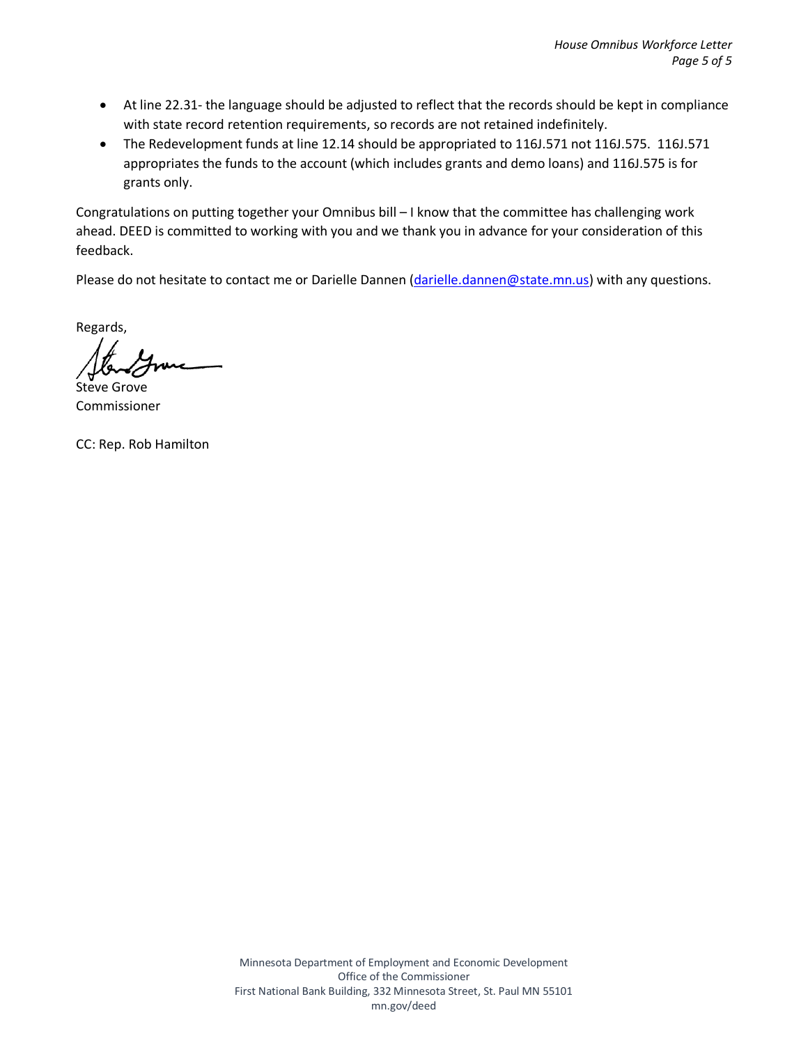- At line 22.31- the language should be adjusted to reflect that the records should be kept in compliance with state record retention requirements, so records are not retained indefinitely.
- The Redevelopment funds at line 12.14 should be appropriated to 116J.571 not 116J.575. 116J.571 appropriates the funds to the account (which includes grants and demo loans) and 116J.575 is for grants only.

Congratulations on putting together your Omnibus bill – I know that the committee has challenging work ahead. DEED is committed to working with you and we thank you in advance for your consideration of this feedback.

Please do not hesitate to contact me or Darielle Dannen (darielle.dannen@state.mn.us) with any questions.

Regards,

Steve Grove
Commissioner

CC: Rep. Rob Hamilton

Minnesota Department of Employment and Economic Development
Office of the Commissioner
First National Bank Building, 332 Minnesota Street, St. Paul MN 55101
mn.gov/deed